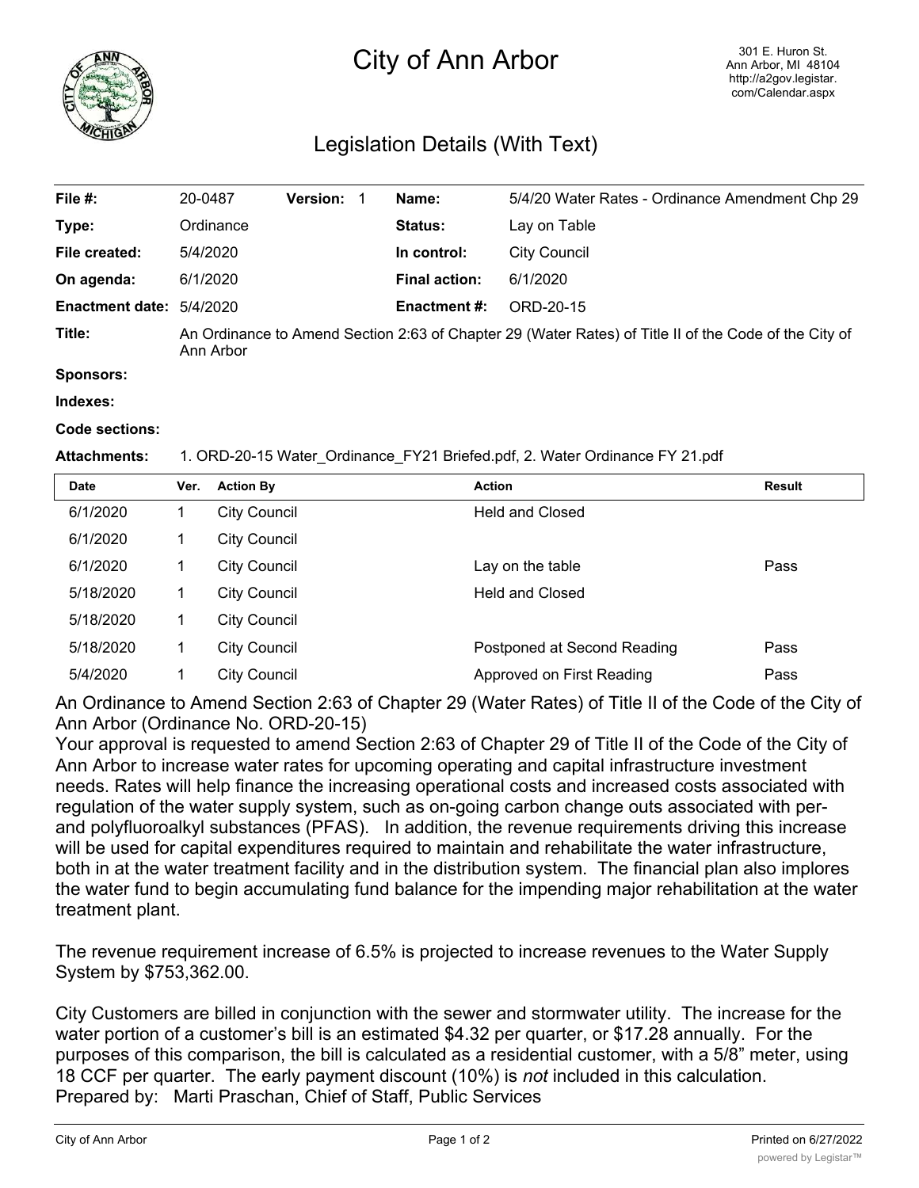# City of Ann Arbor

301 E. Huron St.
Ann Arbor, MI 48104
http://a2gov.legistar.com/Calendar.aspx

## Legislation Details (With Text)

| | | | | | |
|---|---|---|---|---|---|
| **File #:** | 20-0487 | **Version:** 1 | | **Name:** | 5/4/20 Water Rates - Ordinance Amendment Chp 29 |
| **Type:** | Ordinance | | | **Status:** | Lay on Table |
| **File created:** | 5/4/2020 | | | **In control:** | City Council |
| **On agenda:** | 6/1/2020 | | | **Final action:** | 6/1/2020 |
| **Enactment date:** | 5/4/2020 | | | **Enactment #:** | ORD-20-15 |

**Title:** An Ordinance to Amend Section 2:63 of Chapter 29 (Water Rates) of Title II of the Code of the City of Ann Arbor

**Sponsors:**

**Indexes:**

**Code sections:**

**Attachments:** 1. ORD-20-15 Water_Ordinance_FY21 Briefed.pdf, 2. Water Ordinance FY 21.pdf

| Date | Ver. | Action By | Action | Result |
|---|---|---|---|---|
| 6/1/2020 | 1 | City Council | Held and Closed | |
| 6/1/2020 | 1 | City Council | | |
| 6/1/2020 | 1 | City Council | Lay on the table | Pass |
| 5/18/2020 | 1 | City Council | Held and Closed | |
| 5/18/2020 | 1 | City Council | | |
| 5/18/2020 | 1 | City Council | Postponed at Second Reading | Pass |
| 5/4/2020 | 1 | City Council | Approved on First Reading | Pass |

An Ordinance to Amend Section 2:63 of Chapter 29 (Water Rates) of Title II of the Code of the City of Ann Arbor (Ordinance No. ORD-20-15)

Your approval is requested to amend Section 2:63 of Chapter 29 of Title II of the Code of the City of Ann Arbor to increase water rates for upcoming operating and capital infrastructure investment needs. Rates will help finance the increasing operational costs and increased costs associated with regulation of the water supply system, such as on-going carbon change outs associated with per- and polyfluoroalkyl substances (PFAS). In addition, the revenue requirements driving this increase will be used for capital expenditures required to maintain and rehabilitate the water infrastructure, both in at the water treatment facility and in the distribution system. The financial plan also implores the water fund to begin accumulating fund balance for the impending major rehabilitation at the water treatment plant.

The revenue requirement increase of 6.5% is projected to increase revenues to the Water Supply System by $753,362.00.

City Customers are billed in conjunction with the sewer and stormwater utility. The increase for the water portion of a customer's bill is an estimated $4.32 per quarter, or $17.28 annually. For the purposes of this comparison, the bill is calculated as a residential customer, with a 5/8" meter, using 18 CCF per quarter. The early payment discount (10%) is *not* included in this calculation.

Prepared by: Marti Praschan, Chief of Staff, Public Services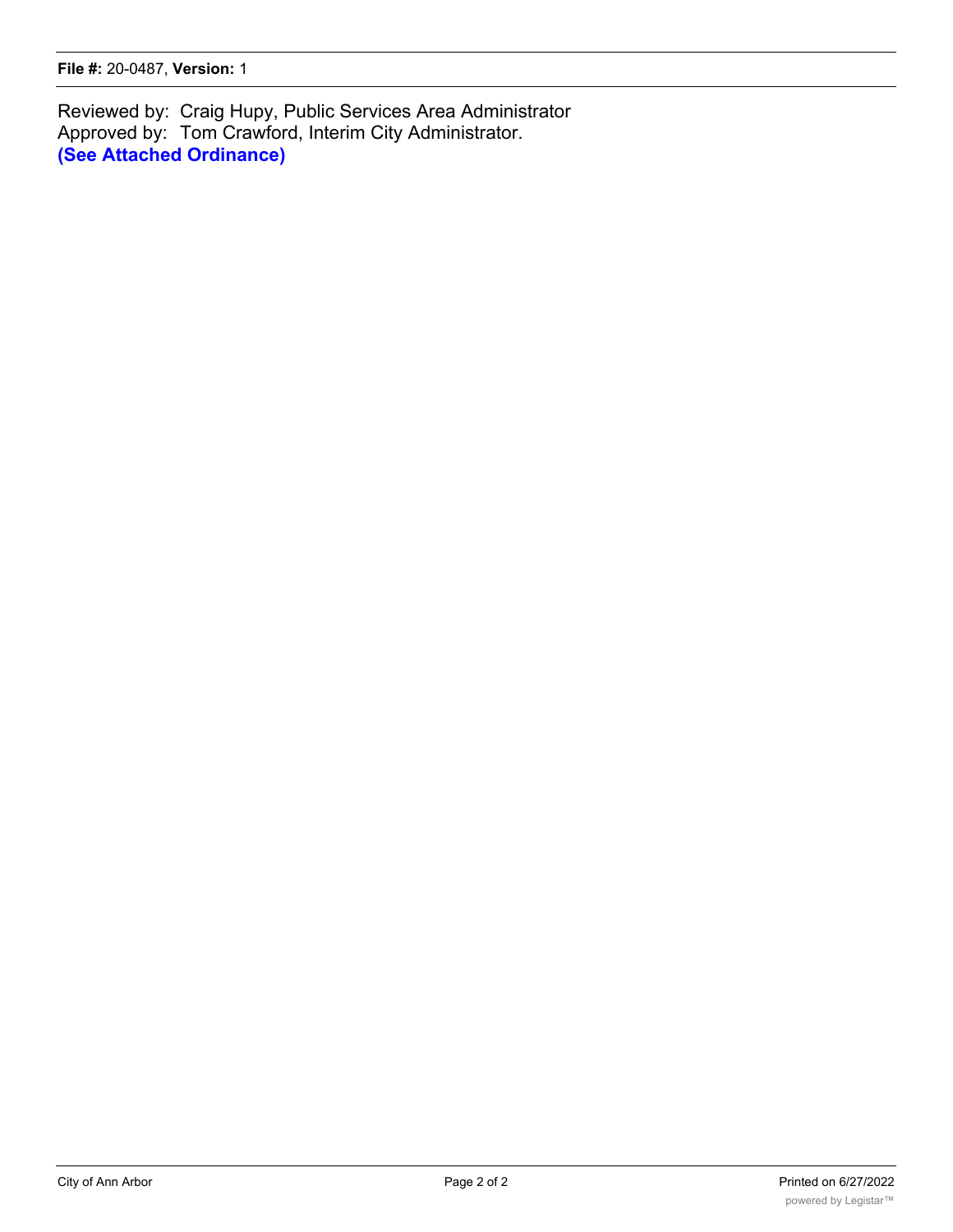Reviewed by: Craig Hupy, Public Services Area Administrator
Approved by: Tom Crawford, Interim City Administrator.
**(See Attached Ordinance)**